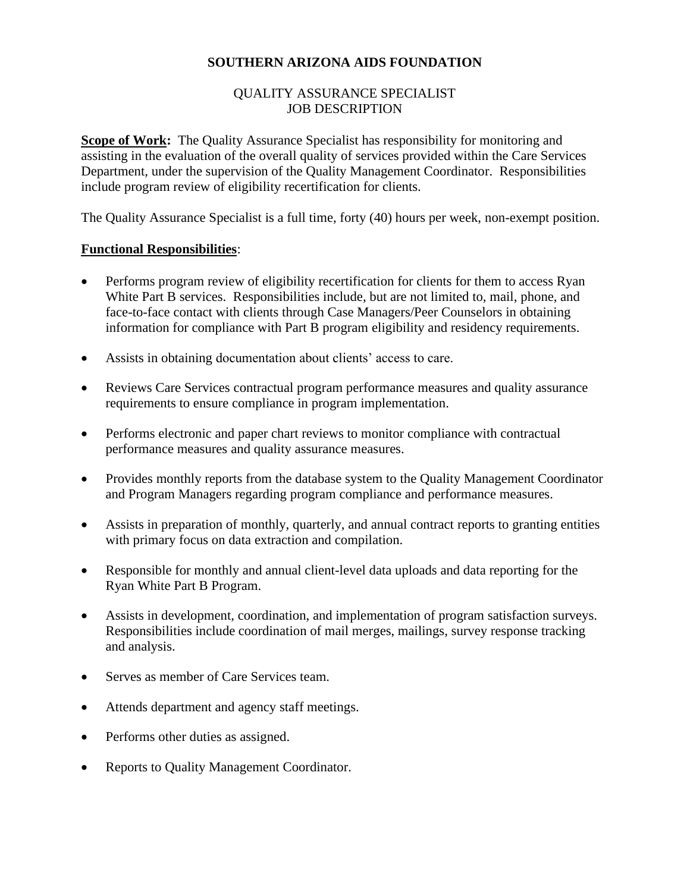# SOUTHERN ARIZONA AIDS FOUNDATION

## QUALITY ASSURANCE SPECIALIST
## JOB DESCRIPTION

**<u>Scope of Work</u>:** The Quality Assurance Specialist has responsibility for monitoring and assisting in the evaluation of the overall quality of services provided within the Care Services Department, under the supervision of the Quality Management Coordinator. Responsibilities include program review of eligibility recertification for clients.

The Quality Assurance Specialist is a full time, forty (40) hours per week, non-exempt position.

**<u>Functional Responsibilities</u>**:

- Performs program review of eligibility recertification for clients for them to access Ryan White Part B services. Responsibilities include, but are not limited to, mail, phone, and face-to-face contact with clients through Case Managers/Peer Counselors in obtaining information for compliance with Part B program eligibility and residency requirements.
- Assists in obtaining documentation about clients' access to care.
- Reviews Care Services contractual program performance measures and quality assurance requirements to ensure compliance in program implementation.
- Performs electronic and paper chart reviews to monitor compliance with contractual performance measures and quality assurance measures.
- Provides monthly reports from the database system to the Quality Management Coordinator and Program Managers regarding program compliance and performance measures.
- Assists in preparation of monthly, quarterly, and annual contract reports to granting entities with primary focus on data extraction and compilation.
- Responsible for monthly and annual client-level data uploads and data reporting for the Ryan White Part B Program.
- Assists in development, coordination, and implementation of program satisfaction surveys. Responsibilities include coordination of mail merges, mailings, survey response tracking and analysis.
- Serves as member of Care Services team.
- Attends department and agency staff meetings.
- Performs other duties as assigned.
- Reports to Quality Management Coordinator.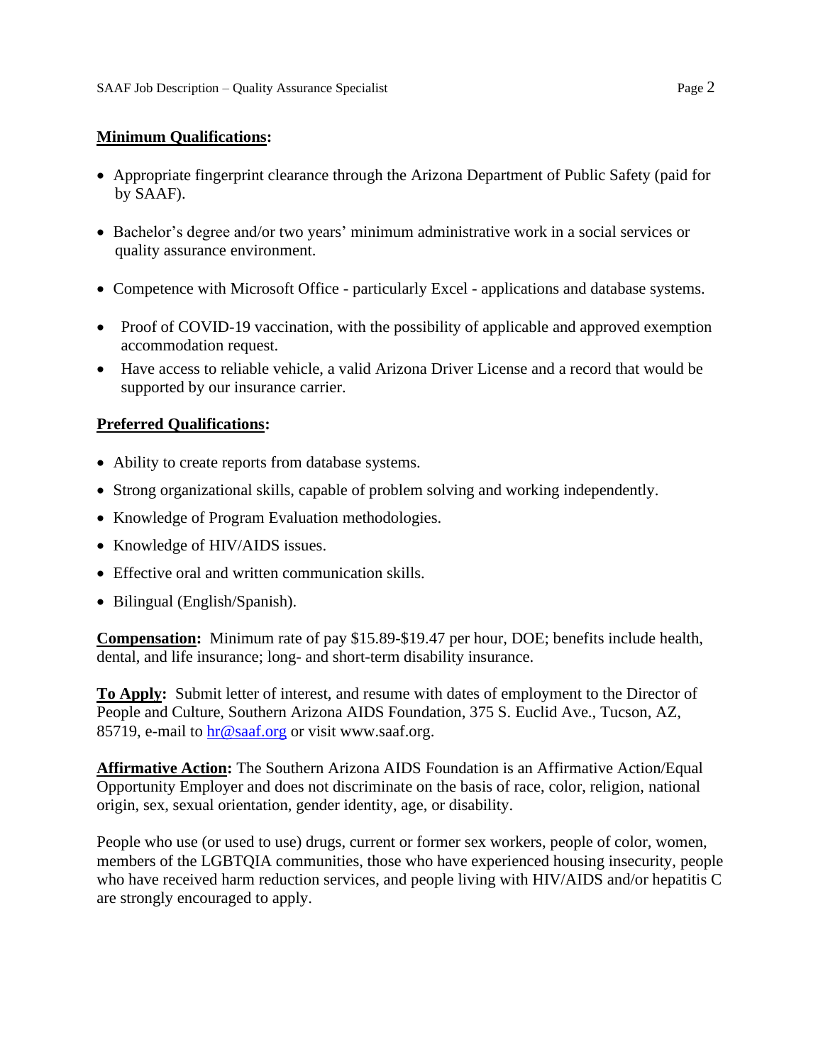**Minimum Qualifications:**

- Appropriate fingerprint clearance through the Arizona Department of Public Safety (paid for by SAAF).
- Bachelor's degree and/or two years' minimum administrative work in a social services or quality assurance environment.
- Competence with Microsoft Office - particularly Excel - applications and database systems.
- Proof of COVID-19 vaccination, with the possibility of applicable and approved exemption accommodation request.
- Have access to reliable vehicle, a valid Arizona Driver License and a record that would be supported by our insurance carrier.

**Preferred Qualifications:**

- Ability to create reports from database systems.
- Strong organizational skills, capable of problem solving and working independently.
- Knowledge of Program Evaluation methodologies.
- Knowledge of HIV/AIDS issues.
- Effective oral and written communication skills.
- Bilingual (English/Spanish).

**Compensation:** Minimum rate of pay $15.89-$19.47 per hour, DOE; benefits include health, dental, and life insurance; long- and short-term disability insurance.

**To Apply:** Submit letter of interest, and resume with dates of employment to the Director of People and Culture, Southern Arizona AIDS Foundation, 375 S. Euclid Ave., Tucson, AZ, 85719, e-mail to hr@saaf.org or visit www.saaf.org.

**Affirmative Action:** The Southern Arizona AIDS Foundation is an Affirmative Action/Equal Opportunity Employer and does not discriminate on the basis of race, color, religion, national origin, sex, sexual orientation, gender identity, age, or disability.

People who use (or used to use) drugs, current or former sex workers, people of color, women, members of the LGBTQIA communities, those who have experienced housing insecurity, people who have received harm reduction services, and people living with HIV/AIDS and/or hepatitis C are strongly encouraged to apply.